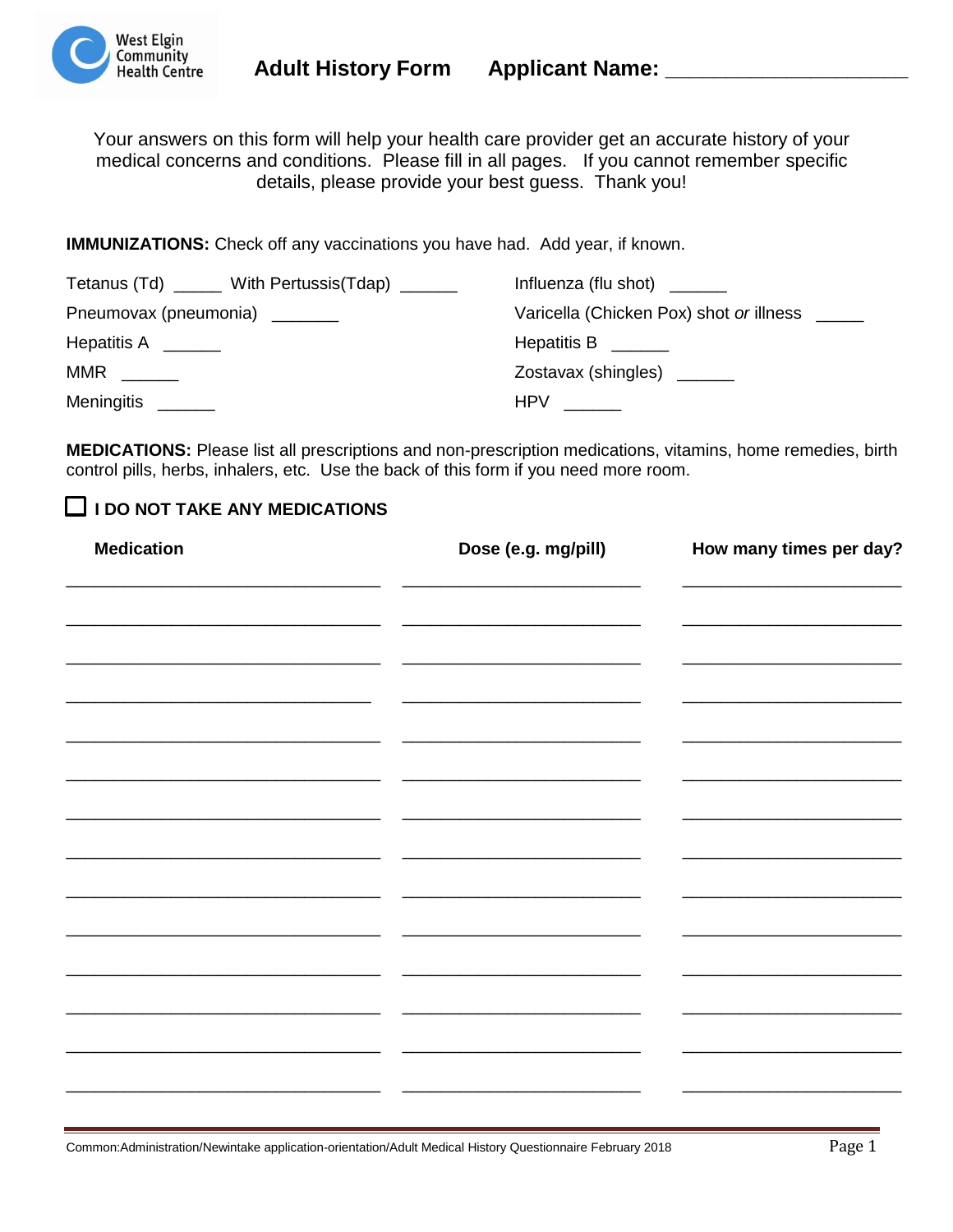West Elgin Community Health Centre

# Adult History Form    Applicant Name: ____________________

Your answers on this form will help your health care provider get an accurate history of your medical concerns and conditions. Please fill in all pages. If you cannot remember specific details, please provide your best guess. Thank you!

**IMMUNIZATIONS:** Check off any vaccinations you have had. Add year, if known.

Tetanus (Td) _____ With Pertussis(Tdap) ______

Pneumovax (pneumonia) _______

Hepatitis A ______

MMR ______

Meningitis ______

Influenza (flu shot) ______

Varicella (Chicken Pox) shot *or* illness _____

Hepatitis B ______

Zostavax (shingles) ______

HPV ______

**MEDICATIONS:** Please list all prescriptions and non-prescription medications, vitamins, home remedies, birth control pills, herbs, inhalers, etc. Use the back of this form if you need more room.

☐ **I DO NOT TAKE ANY MEDICATIONS**

| Medication | Dose (e.g. mg/pill) | How many times per day? |
|---|---|---|
| | | |
| | | |
| | | |
| | | |
| | | |
| | | |
| | | |
| | | |
| | | |
| | | |
| | | |
| | | |
| | | |
| | | |

Common:Administration/Newintake application-orientation/Adult Medical History Questionnaire February 2018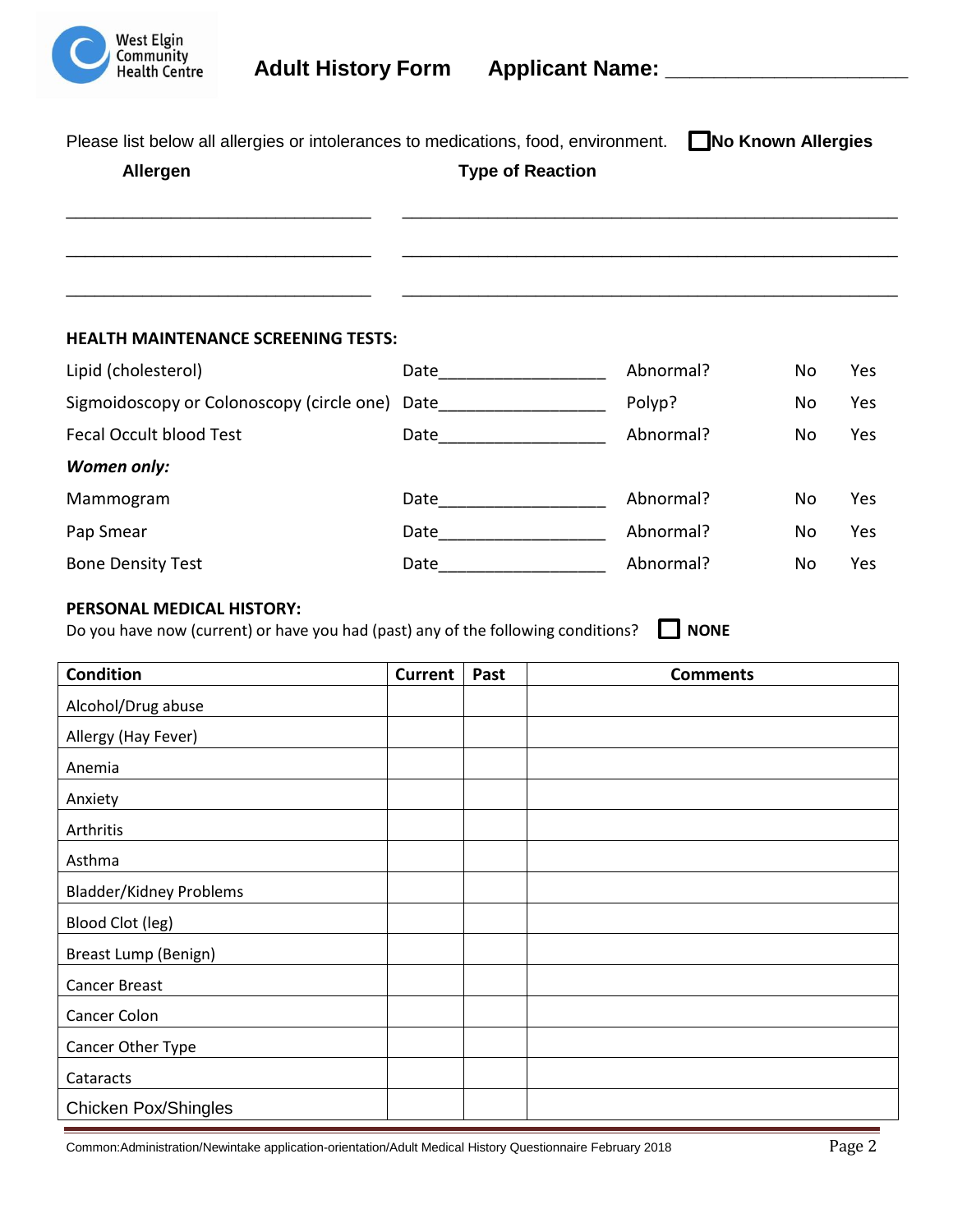West Elgin Community Health Centre

**Adult History Form** **Applicant Name:** ____________________

Please list below all allergies or intolerances to medications, food, environment. ☐ **No Known Allergies**

| **Allergen** | **Type of Reaction** |
|---|---|
| ______________________________ | ______________________________________________ |
| ______________________________ | ______________________________________________ |
| ______________________________ | ______________________________________________ |

**HEALTH MAINTENANCE SCREENING TESTS:**

| | | | | |
|---|---|---|---|---|
| Lipid (cholesterol) | Date________________ | Abnormal? | No | Yes |
| Sigmoidoscopy or Colonoscopy (circle one) | Date________________ | Polyp? | No | Yes |
| Fecal Occult blood Test | Date________________ | Abnormal? | No | Yes |
| ***Women only:*** | | | | |
| Mammogram | Date________________ | Abnormal? | No | Yes |
| Pap Smear | Date________________ | Abnormal? | No | Yes |
| Bone Density Test | Date________________ | Abnormal? | No | Yes |

**PERSONAL MEDICAL HISTORY:**

Do you have now (current) or have you had (past) any of the following conditions? ☐ **NONE**

| **Condition** | **Current** | **Past** | **Comments** |
|---|---|---|---|
| Alcohol/Drug abuse | | | |
| Allergy (Hay Fever) | | | |
| Anemia | | | |
| Anxiety | | | |
| Arthritis | | | |
| Asthma | | | |
| Bladder/Kidney Problems | | | |
| Blood Clot (leg) | | | |
| Breast Lump (Benign) | | | |
| Cancer Breast | | | |
| Cancer Colon | | | |
| Cancer Other Type | | | |
| Cataracts | | | |
| Chicken Pox/Shingles | | | |

Common:Administration/Newintake application-orientation/Adult Medical History Questionnaire February 2018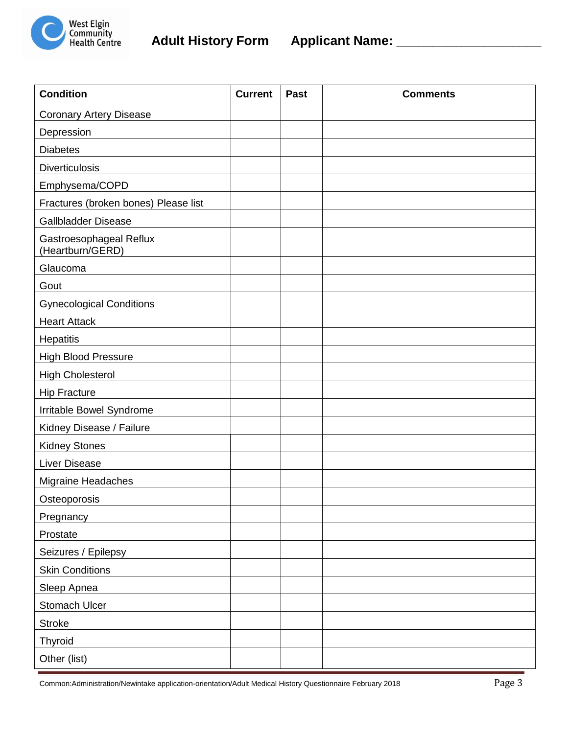West Elgin Community Health Centre

# Adult History Form

**Applicant Name:** ____________________

| Condition | Current | Past | Comments |
|---|---|---|---|
| Coronary Artery Disease | | | |
| Depression | | | |
| Diabetes | | | |
| Diverticulosis | | | |
| Emphysema/COPD | | | |
| Fractures (broken bones) Please list | | | |
| Gallbladder Disease | | | |
| Gastroesophageal Reflux (Heartburn/GERD) | | | |
| Glaucoma | | | |
| Gout | | | |
| Gynecological Conditions | | | |
| Heart Attack | | | |
| Hepatitis | | | |
| High Blood Pressure | | | |
| High Cholesterol | | | |
| Hip Fracture | | | |
| Irritable Bowel Syndrome | | | |
| Kidney Disease / Failure | | | |
| Kidney Stones | | | |
| Liver Disease | | | |
| Migraine Headaches | | | |
| Osteoporosis | | | |
| Pregnancy | | | |
| Prostate | | | |
| Seizures / Epilepsy | | | |
| Skin Conditions | | | |
| Sleep Apnea | | | |
| Stomach Ulcer | | | |
| Stroke | | | |
| Thyroid | | | |
| Other (list) | | | |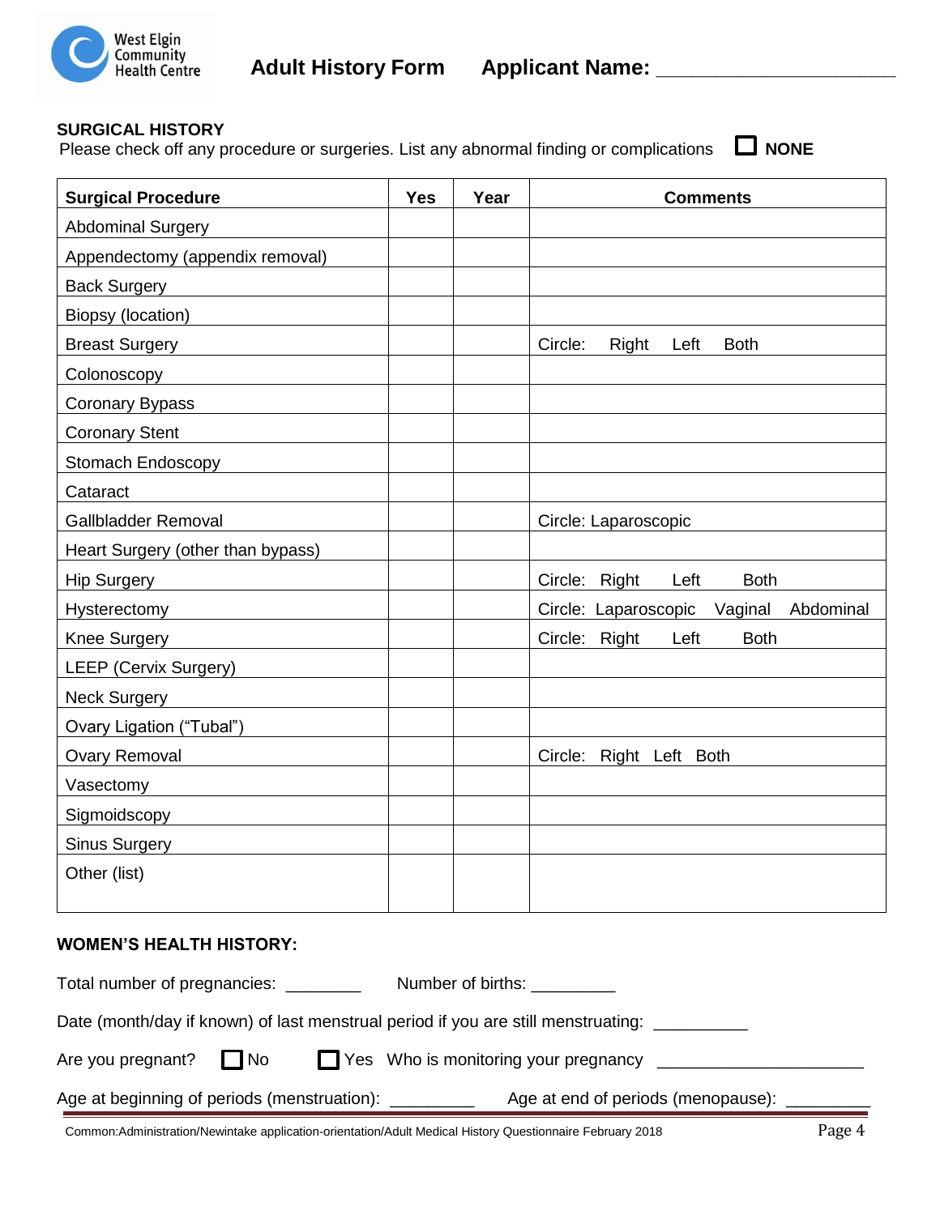West Elgin Community Health Centre

# Adult History Form    Applicant Name: ____________________

## SURGICAL HISTORY

Please check off any procedure or surgeries. List any abnormal finding or complications ☐ **NONE**

| Surgical Procedure | Yes | Year | Comments |
|---|---|---|---|
| Abdominal Surgery | | | |
| Appendectomy (appendix removal) | | | |
| Back Surgery | | | |
| Biopsy (location) | | | |
| Breast Surgery | | | Circle: Right Left Both |
| Colonoscopy | | | |
| Coronary Bypass | | | |
| Coronary Stent | | | |
| Stomach Endoscopy | | | |
| Cataract | | | |
| Gallbladder Removal | | | Circle: Laparoscopic |
| Heart Surgery (other than bypass) | | | |
| Hip Surgery | | | Circle: Right Left Both |
| Hysterectomy | | | Circle: Laparoscopic Vaginal Abdominal |
| Knee Surgery | | | Circle: Right Left Both |
| LEEP (Cervix Surgery) | | | |
| Neck Surgery | | | |
| Ovary Ligation ("Tubal") | | | |
| Ovary Removal | | | Circle: Right Left Both |
| Vasectomy | | | |
| Sigmoidscopy | | | |
| Sinus Surgery | | | |
| Other (list) | | | |

## WOMEN'S HEALTH HISTORY:

Total number of pregnancies: ________ Number of births: _________

Date (month/day if known) of last menstrual period if you are still menstruating: __________

Are you pregnant? ☐ No ☐ Yes Who is monitoring your pregnancy ______________________

Age at beginning of periods (menstruation): _________ Age at end of periods (menopause): _________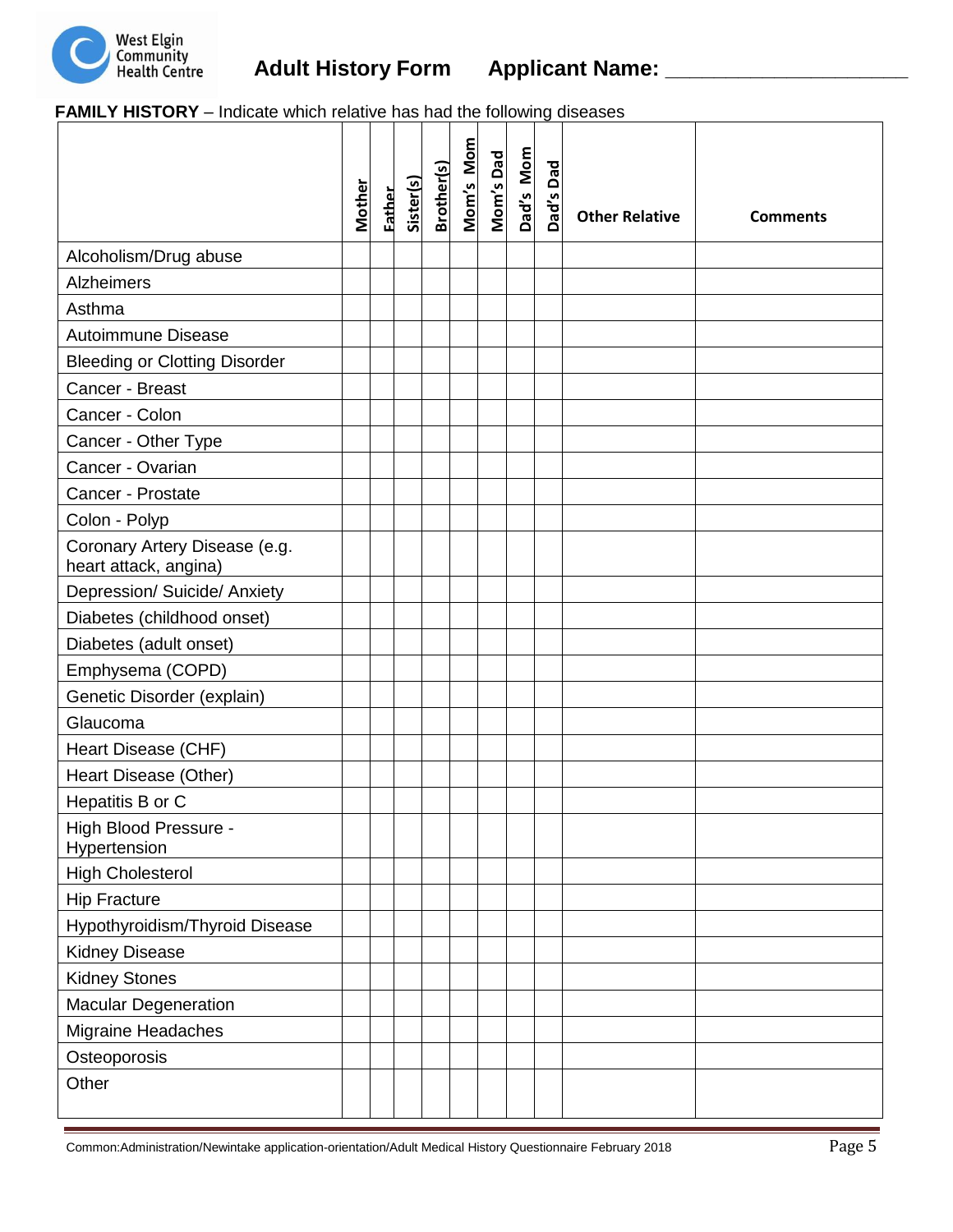# Adult History Form    Applicant Name: ____________________

**FAMILY HISTORY** – Indicate which relative has had the following diseases

| | Mother | Father | Sister(s) | Brother(s) | Mom's Mom | Mom's Dad | Dad's Mom | Dad's Dad | Other Relative | Comments |
|---|---|---|---|---|---|---|---|---|---|---|
| Alcoholism/Drug abuse | | | | | | | | | | |
| Alzheimers | | | | | | | | | | |
| Asthma | | | | | | | | | | |
| Autoimmune Disease | | | | | | | | | | |
| Bleeding or Clotting Disorder | | | | | | | | | | |
| Cancer - Breast | | | | | | | | | | |
| Cancer - Colon | | | | | | | | | | |
| Cancer - Other Type | | | | | | | | | | |
| Cancer - Ovarian | | | | | | | | | | |
| Cancer - Prostate | | | | | | | | | | |
| Colon - Polyp | | | | | | | | | | |
| Coronary Artery Disease (e.g. heart attack, angina) | | | | | | | | | | |
| Depression/ Suicide/ Anxiety | | | | | | | | | | |
| Diabetes (childhood onset) | | | | | | | | | | |
| Diabetes (adult onset) | | | | | | | | | | |
| Emphysema (COPD) | | | | | | | | | | |
| Genetic Disorder (explain) | | | | | | | | | | |
| Glaucoma | | | | | | | | | | |
| Heart Disease (CHF) | | | | | | | | | | |
| Heart Disease (Other) | | | | | | | | | | |
| Hepatitis B or C | | | | | | | | | | |
| High Blood Pressure - Hypertension | | | | | | | | | | |
| High Cholesterol | | | | | | | | | | |
| Hip Fracture | | | | | | | | | | |
| Hypothyroidism/Thyroid Disease | | | | | | | | | | |
| Kidney Disease | | | | | | | | | | |
| Kidney Stones | | | | | | | | | | |
| Macular Degeneration | | | | | | | | | | |
| Migraine Headaches | | | | | | | | | | |
| Osteoporosis | | | | | | | | | | |
| Other | | | | | | | | | | |

Common:Administration/Newintake application-orientation/Adult Medical History Questionnaire February 2018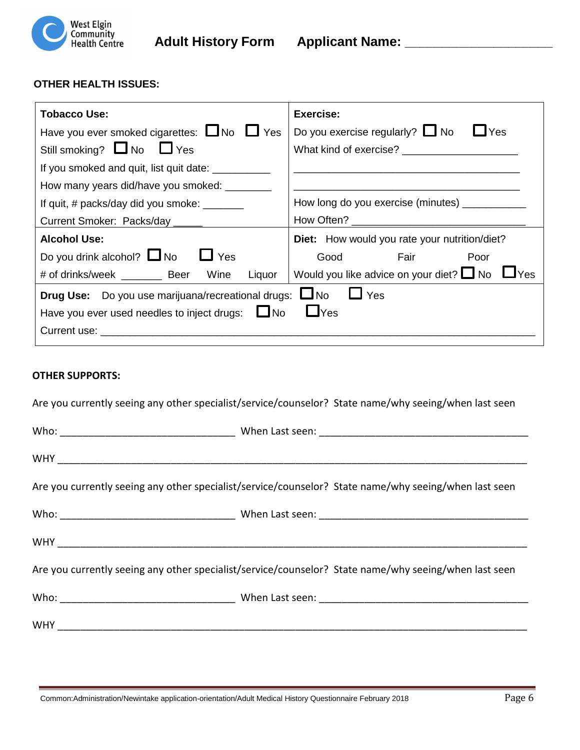**Adult History Form    Applicant Name: ____________________**

### OTHER HEALTH ISSUES:

| **Tobacco Use:** | **Exercise:** |
|---|---|
| Have you ever smoked cigarettes: ☐ No ☐ Yes | Do you exercise regularly? ☐ No ☐ Yes |
| Still smoking? ☐ No ☐ Yes | What kind of exercise? ___________________ |
| If you smoked and quit, list quit date: __________ | ______________________________________ |
| How many years did/have you smoked: ________ | ______________________________________ |
| If quit, # packs/day did you smoke: _______ | How long do you exercise (minutes) __________ |
| Current Smoker: Packs/day _____ | How Often? ____________________________ |
| **Alcohol Use:** | **Diet:** How would you rate your nutrition/diet? |
| Do you drink alcohol? ☐ No ☐ Yes | Good    Fair    Poor |
| # of drinks/week _______ Beer Wine Liquor | Would you like advice on your diet? ☐ No ☐ Yes |
| **Drug Use:** Do you use marijuana/recreational drugs: ☐ No ☐ Yes | |
| Have you ever used needles to inject drugs: ☐ No ☐ Yes | |
| Current use: ____________________________________________ | |

### OTHER SUPPORTS:

Are you currently seeing any other specialist/service/counselor? State name/why seeing/when last seen

Who: ______________________________ When Last seen: ____________________________________

WHY _________________________________________________________________________________

Are you currently seeing any other specialist/service/counselor? State name/why seeing/when last seen

Who: ______________________________ When Last seen: ____________________________________

WHY _________________________________________________________________________________

Are you currently seeing any other specialist/service/counselor? State name/why seeing/when last seen

Who: ______________________________ When Last seen: ____________________________________

WHY _________________________________________________________________________________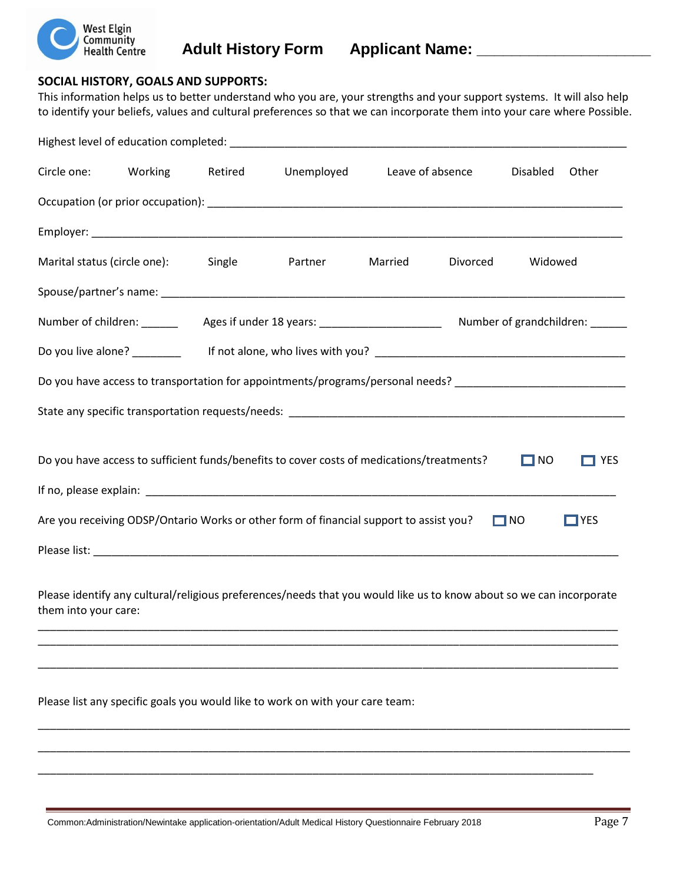# Adult History Form    Applicant Name: ____________________

**SOCIAL HISTORY, GOALS AND SUPPORTS:**

This information helps us to better understand who you are, your strengths and your support systems. It will also help to identify your beliefs, values and cultural preferences so that we can incorporate them into your care where Possible.

Highest level of education completed: ______________________________________________________________

Circle one: Working    Retired    Unemployed    Leave of absence    Disabled    Other

Occupation (or prior occupation): ____________________________________________________________

Employer: __________________________________________________________________________

Marital status (circle one): Single    Partner    Married    Divorced    Widowed

Spouse/partner's name: _____________________________________________________________________

Number of children: ______    Ages if under 18 years: ___________________    Number of grandchildren: ______

Do you live alone? ________    If not alone, who lives with you? ________________________________________

Do you have access to transportation for appointments/programs/personal needs? __________________________

State any specific transportation requests/needs: ____________________________________________________

Do you have access to sufficient funds/benefits to cover costs of medications/treatments? ☐ NO ☐ YES

If no, please explain: __________________________________________________________________________

Are you receiving ODSP/Ontario Works or other form of financial support to assist you? ☐ NO ☐ YES

Please list: ________________________________________________________________________________

Please identify any cultural/religious preferences/needs that you would like us to know about so we can incorporate them into your care:

____________________________________________________________________________________________

____________________________________________________________________________________________

____________________________________________________________________________________________

Please list any specific goals you would like to work on with your care team:

____________________________________________________________________________________________

____________________________________________________________________________________________

____________________________________________________________________________________________

Common:Administration/Newintake application-orientation/Adult Medical History Questionnaire February 2018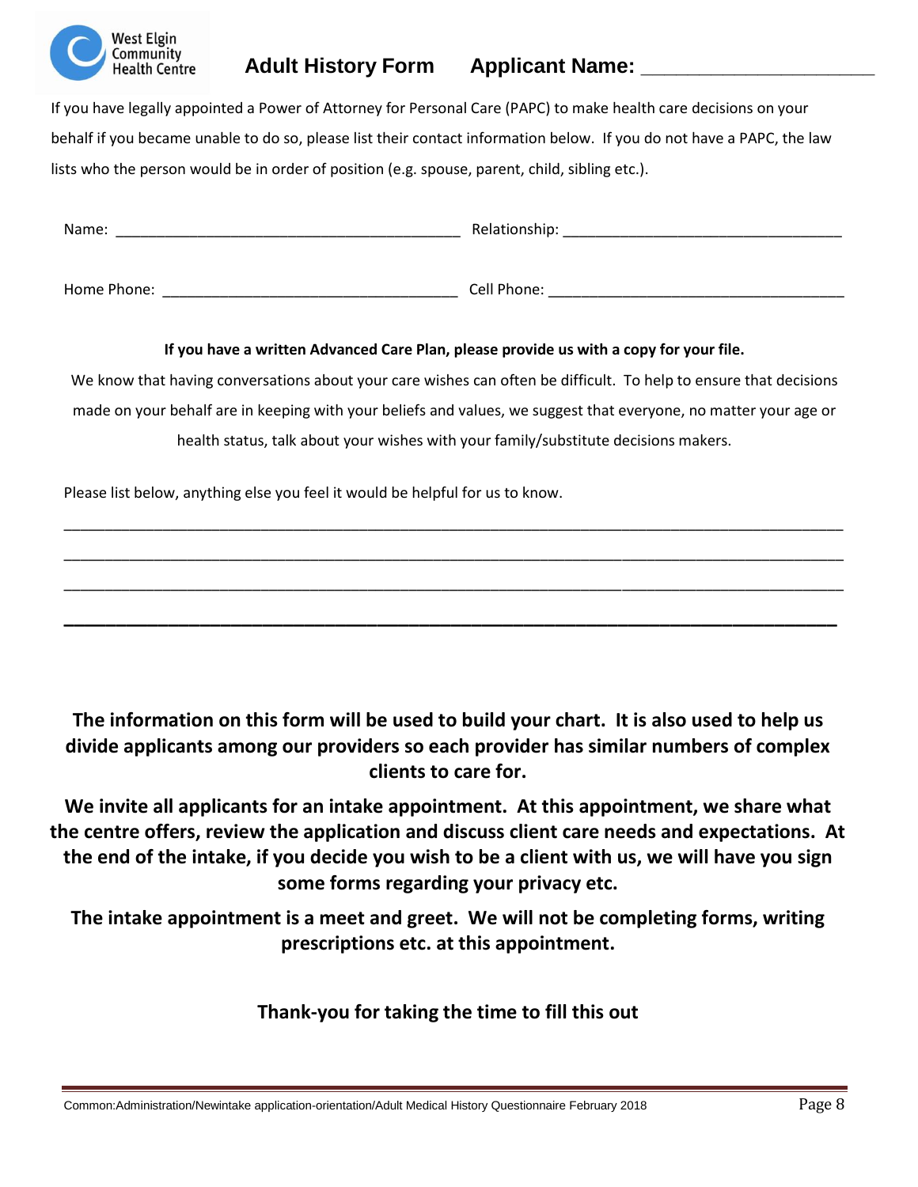West Elgin Community Health Centre

# Adult History Form    Applicant Name: ____________________

If you have legally appointed a Power of Attorney for Personal Care (PAPC) to make health care decisions on your behalf if you became unable to do so, please list their contact information below. If you do not have a PAPC, the law lists who the person would be in order of position (e.g. spouse, parent, child, sibling etc.).

Name: ________________________________________ Relationship: ________________________________

Home Phone: __________________________________ Cell Phone: __________________________________

**If you have a written Advanced Care Plan, please provide us with a copy for your file.**

We know that having conversations about your care wishes can often be difficult. To help to ensure that decisions made on your behalf are in keeping with your beliefs and values, we suggest that everyone, no matter your age or health status, talk about your wishes with your family/substitute decisions makers.

Please list below, anything else you feel it would be helpful for us to know.

______________________________________________________________________________________

______________________________________________________________________________________

______________________________________________________________________________________

______________________________________________________________________________________

**The information on this form will be used to build your chart. It is also used to help us divide applicants among our providers so each provider has similar numbers of complex clients to care for.**

**We invite all applicants for an intake appointment. At this appointment, we share what the centre offers, review the application and discuss client care needs and expectations. At the end of the intake, if you decide you wish to be a client with us, we will have you sign some forms regarding your privacy etc.**

**The intake appointment is a meet and greet. We will not be completing forms, writing prescriptions etc. at this appointment.**

**Thank-you for taking the time to fill this out**